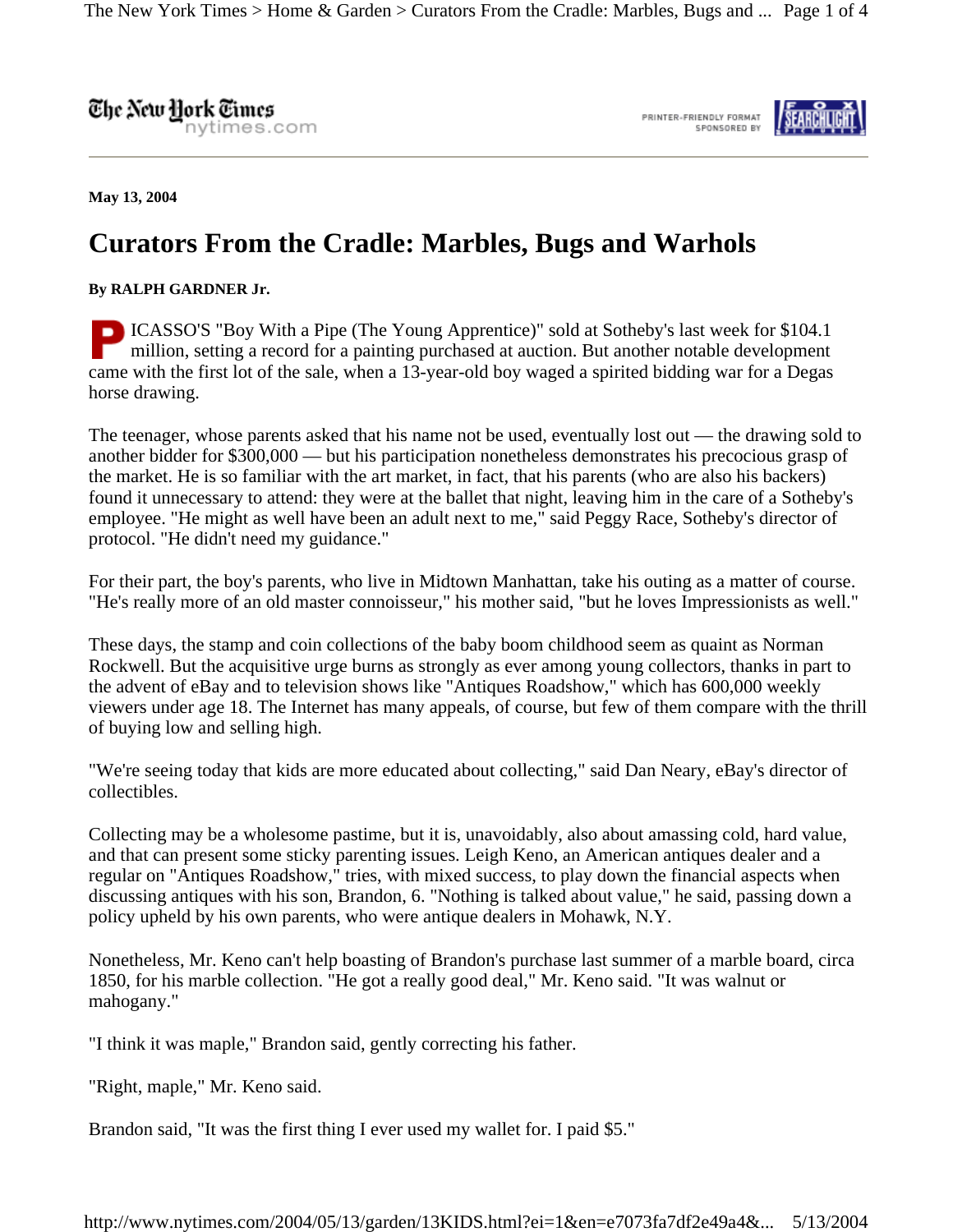May 13, 2004

# Curators From the Cradle: Marbles, Bugs and Warhols

**By RALPH GARDNER Jr.**

PICASSO'S "Boy With a Pipe (The Young Apprentice)" sold at Sotheby's last week for $104.1 million, setting a record for a painting purchased at auction. But another notable development came with the first lot of the sale, when a 13-year-old boy waged a spirited bidding war for a Degas horse drawing.

The teenager, whose parents asked that his name not be used, eventually lost out — the drawing sold to another bidder for $300,000 — but his participation nonetheless demonstrates his precocious grasp of the market. He is so familiar with the art market, in fact, that his parents (who are also his backers) found it unnecessary to attend: they were at the ballet that night, leaving him in the care of a Sotheby's employee. "He might as well have been an adult next to me," said Peggy Race, Sotheby's director of protocol. "He didn't need my guidance."

For their part, the boy's parents, who live in Midtown Manhattan, take his outing as a matter of course. "He's really more of an old master connoisseur," his mother said, "but he loves Impressionists as well."

These days, the stamp and coin collections of the baby boom childhood seem as quaint as Norman Rockwell. But the acquisitive urge burns as strongly as ever among young collectors, thanks in part to the advent of eBay and to television shows like "Antiques Roadshow," which has 600,000 weekly viewers under age 18. The Internet has many appeals, of course, but few of them compare with the thrill of buying low and selling high.

"We're seeing today that kids are more educated about collecting," said Dan Neary, eBay's director of collectibles.

Collecting may be a wholesome pastime, but it is, unavoidably, also about amassing cold, hard value, and that can present some sticky parenting issues. Leigh Keno, an American antiques dealer and a regular on "Antiques Roadshow," tries, with mixed success, to play down the financial aspects when discussing antiques with his son, Brandon, 6. "Nothing is talked about value," he said, passing down a policy upheld by his own parents, who were antique dealers in Mohawk, N.Y.

Nonetheless, Mr. Keno can't help boasting of Brandon's purchase last summer of a marble board, circa 1850, for his marble collection. "He got a really good deal," Mr. Keno said. "It was walnut or mahogany."

"I think it was maple," Brandon said, gently correcting his father.

"Right, maple," Mr. Keno said.

Brandon said, "It was the first thing I ever used my wallet for. I paid $5."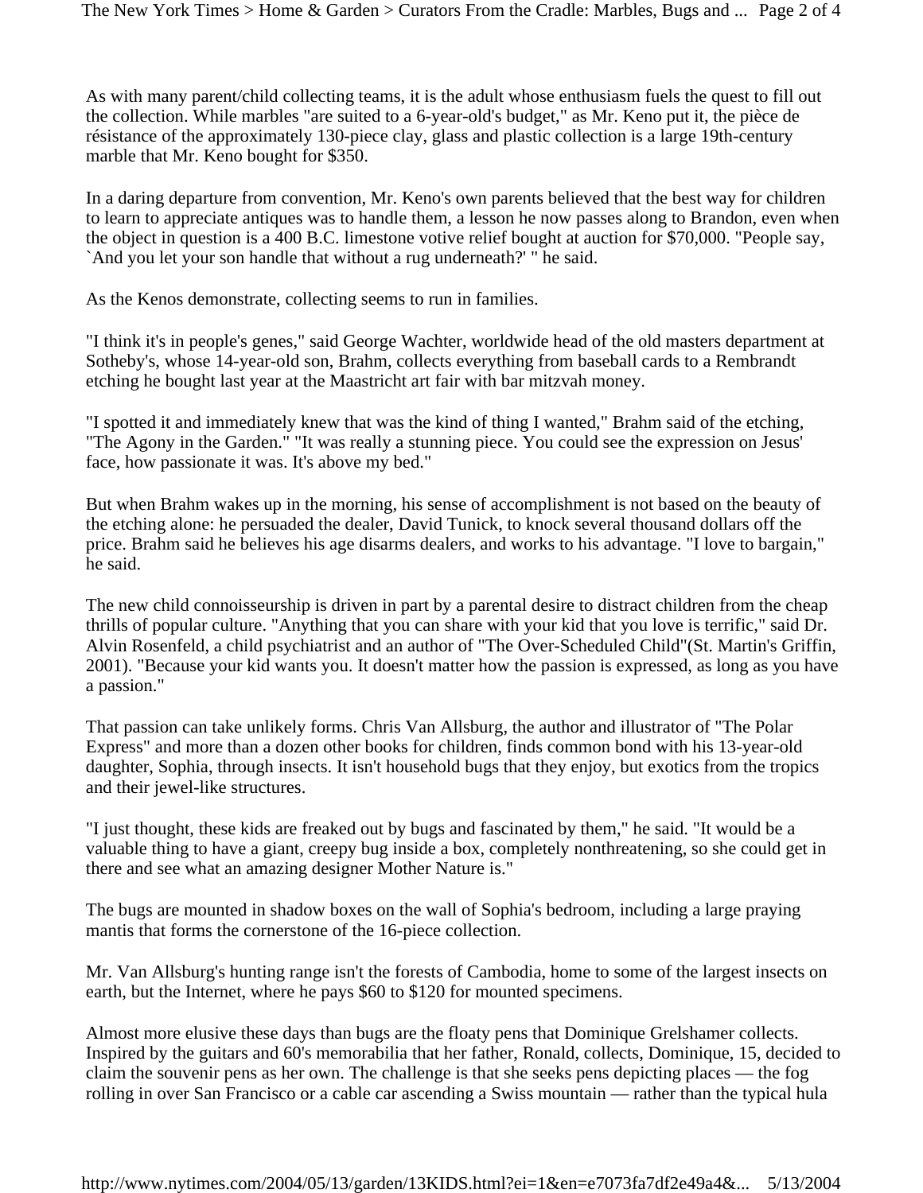As with many parent/child collecting teams, it is the adult whose enthusiasm fuels the quest to fill out the collection. While marbles "are suited to a 6-year-old's budget," as Mr. Keno put it, the pièce de résistance of the approximately 130-piece clay, glass and plastic collection is a large 19th-century marble that Mr. Keno bought for $350.

In a daring departure from convention, Mr. Keno's own parents believed that the best way for children to learn to appreciate antiques was to handle them, a lesson he now passes along to Brandon, even when the object in question is a 400 B.C. limestone votive relief bought at auction for $70,000. "People say, `And you let your son handle that without a rug underneath?' " he said.

As the Kenos demonstrate, collecting seems to run in families.

"I think it's in people's genes," said George Wachter, worldwide head of the old masters department at Sotheby's, whose 14-year-old son, Brahm, collects everything from baseball cards to a Rembrandt etching he bought last year at the Maastricht art fair with bar mitzvah money.

"I spotted it and immediately knew that was the kind of thing I wanted," Brahm said of the etching, "The Agony in the Garden." "It was really a stunning piece. You could see the expression on Jesus' face, how passionate it was. It's above my bed."

But when Brahm wakes up in the morning, his sense of accomplishment is not based on the beauty of the etching alone: he persuaded the dealer, David Tunick, to knock several thousand dollars off the price. Brahm said he believes his age disarms dealers, and works to his advantage. "I love to bargain," he said.

The new child connoisseurship is driven in part by a parental desire to distract children from the cheap thrills of popular culture. "Anything that you can share with your kid that you love is terrific," said Dr. Alvin Rosenfeld, a child psychiatrist and an author of "The Over-Scheduled Child"(St. Martin's Griffin, 2001). "Because your kid wants you. It doesn't matter how the passion is expressed, as long as you have a passion."

That passion can take unlikely forms. Chris Van Allsburg, the author and illustrator of "The Polar Express" and more than a dozen other books for children, finds common bond with his 13-year-old daughter, Sophia, through insects. It isn't household bugs that they enjoy, but exotics from the tropics and their jewel-like structures.

"I just thought, these kids are freaked out by bugs and fascinated by them," he said. "It would be a valuable thing to have a giant, creepy bug inside a box, completely nonthreatening, so she could get in there and see what an amazing designer Mother Nature is."

The bugs are mounted in shadow boxes on the wall of Sophia's bedroom, including a large praying mantis that forms the cornerstone of the 16-piece collection.

Mr. Van Allsburg's hunting range isn't the forests of Cambodia, home to some of the largest insects on earth, but the Internet, where he pays $60 to $120 for mounted specimens.

Almost more elusive these days than bugs are the floaty pens that Dominique Grelshamer collects. Inspired by the guitars and 60's memorabilia that her father, Ronald, collects, Dominique, 15, decided to claim the souvenir pens as her own. The challenge is that she seeks pens depicting places — the fog rolling in over San Francisco or a cable car ascending a Swiss mountain — rather than the typical hula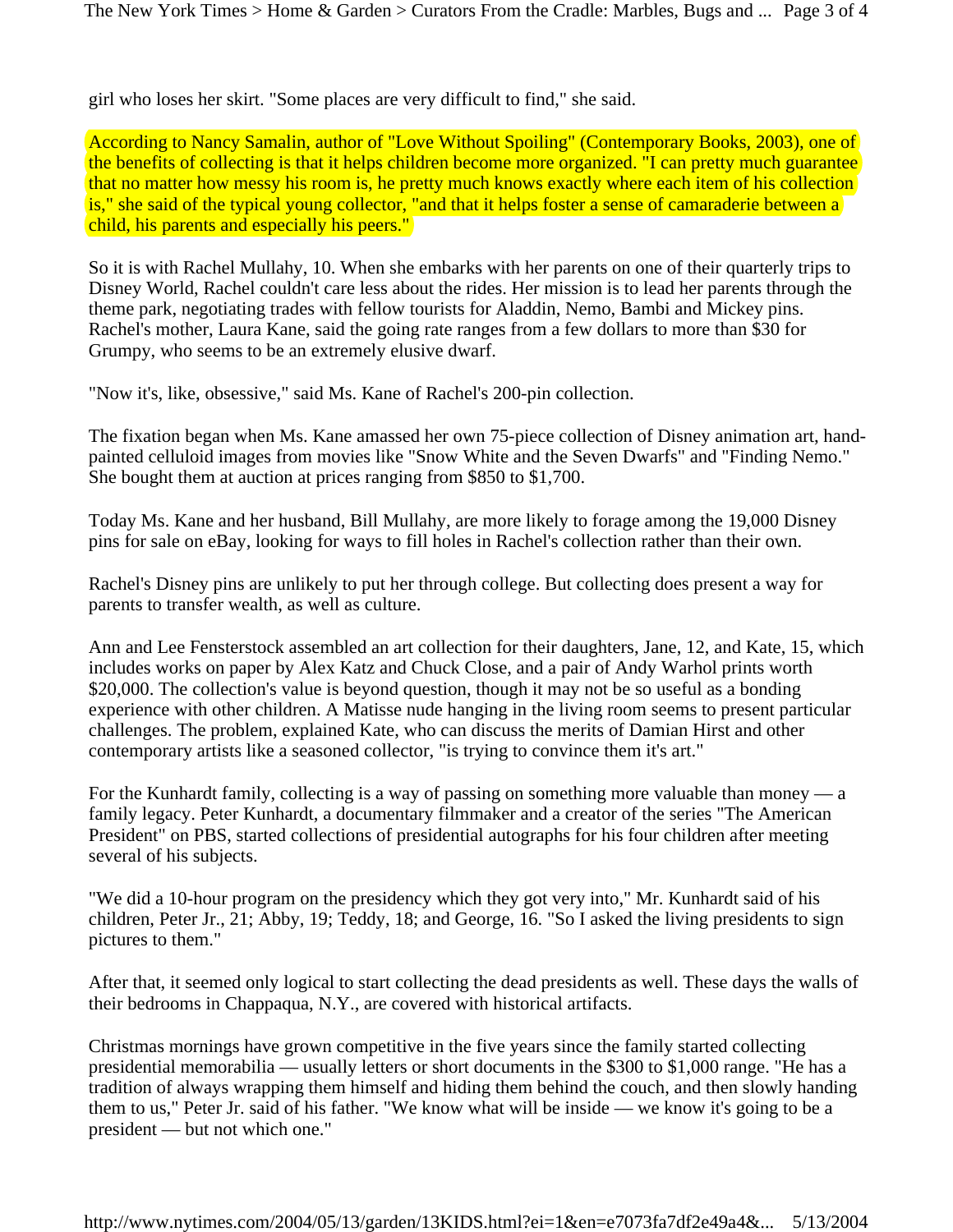girl who loses her skirt. "Some places are very difficult to find," she said.

According to Nancy Samalin, author of "Love Without Spoiling" (Contemporary Books, 2003), one of the benefits of collecting is that it helps children become more organized. "I can pretty much guarantee that no matter how messy his room is, he pretty much knows exactly where each item of his collection is," she said of the typical young collector, "and that it helps foster a sense of camaraderie between a child, his parents and especially his peers."

So it is with Rachel Mullahy, 10. When she embarks with her parents on one of their quarterly trips to Disney World, Rachel couldn't care less about the rides. Her mission is to lead her parents through the theme park, negotiating trades with fellow tourists for Aladdin, Nemo, Bambi and Mickey pins. Rachel's mother, Laura Kane, said the going rate ranges from a few dollars to more than $30 for Grumpy, who seems to be an extremely elusive dwarf.

"Now it's, like, obsessive," said Ms. Kane of Rachel's 200-pin collection.

The fixation began when Ms. Kane amassed her own 75-piece collection of Disney animation art, hand-painted celluloid images from movies like "Snow White and the Seven Dwarfs" and "Finding Nemo." She bought them at auction at prices ranging from $850 to $1,700.

Today Ms. Kane and her husband, Bill Mullahy, are more likely to forage among the 19,000 Disney pins for sale on eBay, looking for ways to fill holes in Rachel's collection rather than their own.

Rachel's Disney pins are unlikely to put her through college. But collecting does present a way for parents to transfer wealth, as well as culture.

Ann and Lee Fensterstock assembled an art collection for their daughters, Jane, 12, and Kate, 15, which includes works on paper by Alex Katz and Chuck Close, and a pair of Andy Warhol prints worth $20,000. The collection's value is beyond question, though it may not be so useful as a bonding experience with other children. A Matisse nude hanging in the living room seems to present particular challenges. The problem, explained Kate, who can discuss the merits of Damian Hirst and other contemporary artists like a seasoned collector, "is trying to convince them it's art."

For the Kunhardt family, collecting is a way of passing on something more valuable than money — a family legacy. Peter Kunhardt, a documentary filmmaker and a creator of the series "The American President" on PBS, started collections of presidential autographs for his four children after meeting several of his subjects.

"We did a 10-hour program on the presidency which they got very into," Mr. Kunhardt said of his children, Peter Jr., 21; Abby, 19; Teddy, 18; and George, 16. "So I asked the living presidents to sign pictures to them."

After that, it seemed only logical to start collecting the dead presidents as well. These days the walls of their bedrooms in Chappaqua, N.Y., are covered with historical artifacts.

Christmas mornings have grown competitive in the five years since the family started collecting presidential memorabilia — usually letters or short documents in the $300 to $1,000 range. "He has a tradition of always wrapping them himself and hiding them behind the couch, and then slowly handing them to us," Peter Jr. said of his father. "We know what will be inside — we know it's going to be a president — but not which one."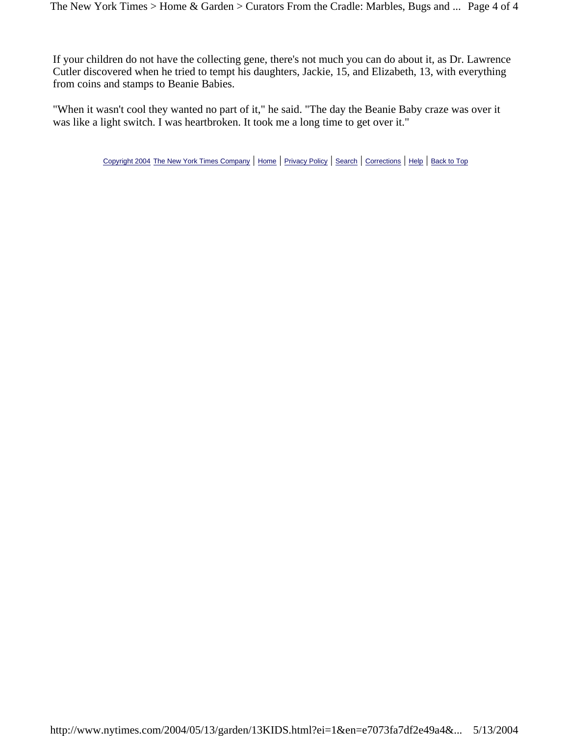If your children do not have the collecting gene, there's not much you can do about it, as Dr. Lawrence Cutler discovered when he tried to tempt his daughters, Jackie, 15, and Elizabeth, 13, with everything from coins and stamps to Beanie Babies.

"When it wasn't cool they wanted no part of it," he said. "The day the Beanie Baby craze was over it was like a light switch. I was heartbroken. It took me a long time to get over it."

Copyright 2004 The New York Times Company | Home | Privacy Policy | Search | Corrections | Help | Back to Top